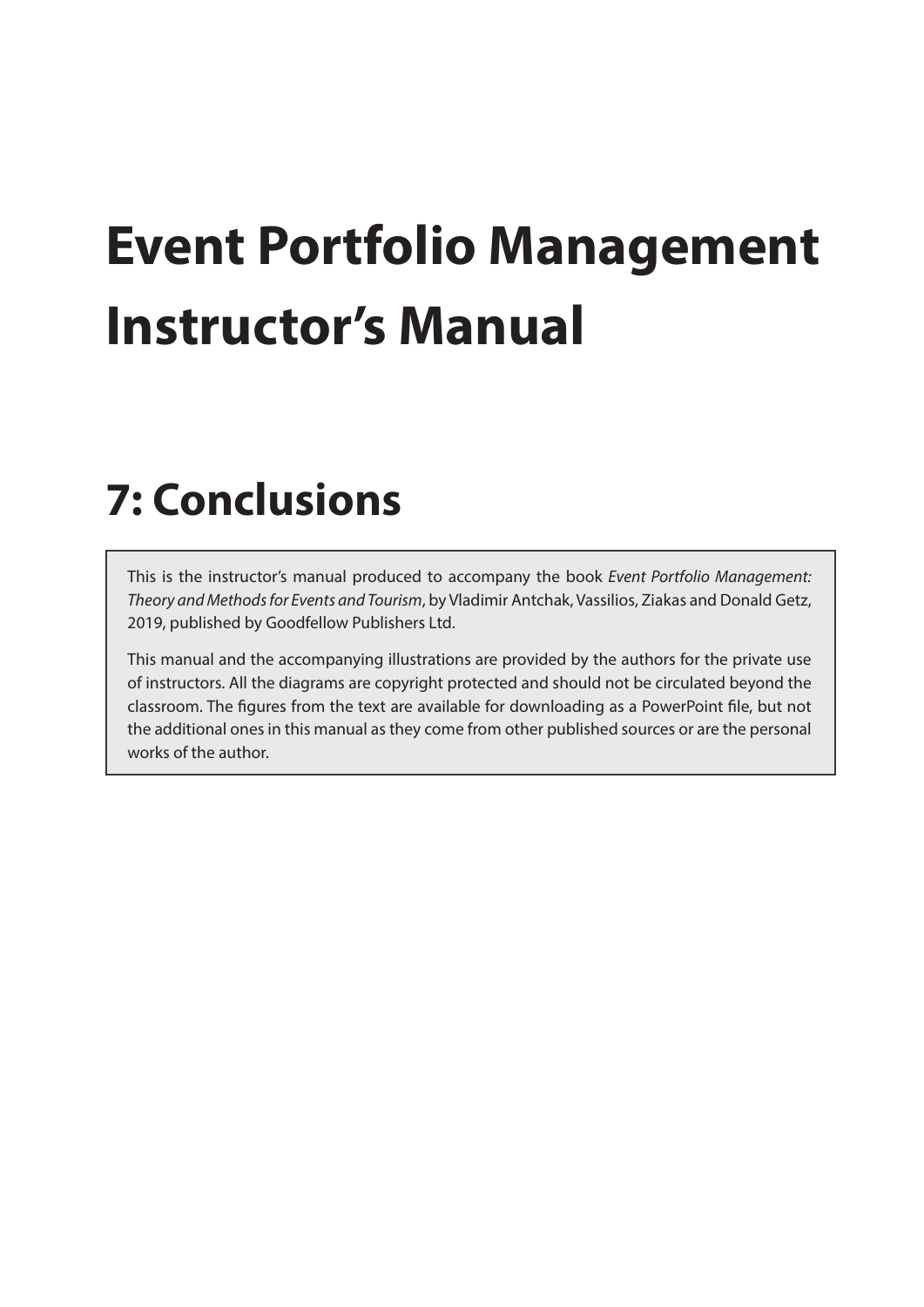# Event Portfolio Management Instructor's Manual

## 7: Conclusions

This is the instructor's manual produced to accompany the book *Event Portfolio Management: Theory and Methods for Events and Tourism*, by Vladimir Antchak, Vassilios, Ziakas and Donald Getz, 2019, published by Goodfellow Publishers Ltd.

This manual and the accompanying illustrations are provided by the authors for the private use of instructors. All the diagrams are copyright protected and should not be circulated beyond the classroom. The figures from the text are available for downloading as a PowerPoint file, but not the additional ones in this manual as they come from other published sources or are the personal works of the author.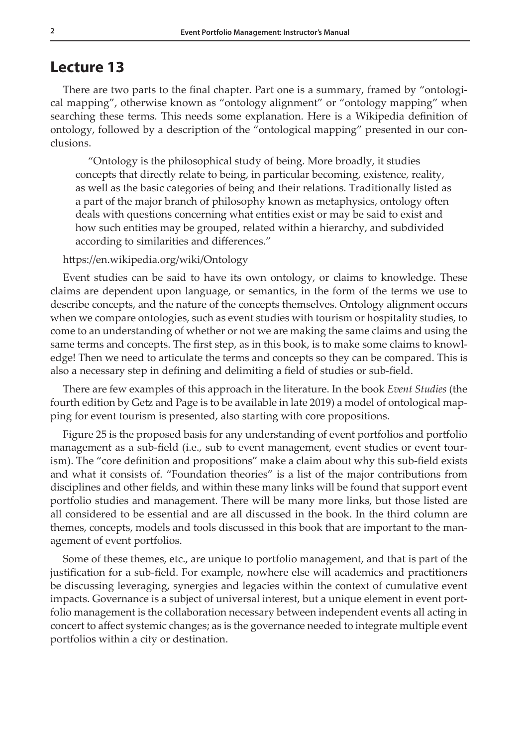# Lecture 13

There are two parts to the final chapter. Part one is a summary, framed by "ontological mapping", otherwise known as "ontology alignment" or "ontology mapping" when searching these terms. This needs some explanation. Here is a Wikipedia definition of ontology, followed by a description of the "ontological mapping" presented in our conclusions.

> "Ontology is the philosophical study of being. More broadly, it studies concepts that directly relate to being, in particular becoming, existence, reality, as well as the basic categories of being and their relations. Traditionally listed as a part of the major branch of philosophy known as metaphysics, ontology often deals with questions concerning what entities exist or may be said to exist and how such entities may be grouped, related within a hierarchy, and subdivided according to similarities and differences."

https://en.wikipedia.org/wiki/Ontology

Event studies can be said to have its own ontology, or claims to knowledge. These claims are dependent upon language, or semantics, in the form of the terms we use to describe concepts, and the nature of the concepts themselves. Ontology alignment occurs when we compare ontologies, such as event studies with tourism or hospitality studies, to come to an understanding of whether or not we are making the same claims and using the same terms and concepts. The first step, as in this book, is to make some claims to knowledge! Then we need to articulate the terms and concepts so they can be compared. This is also a necessary step in defining and delimiting a field of studies or sub-field.

There are few examples of this approach in the literature. In the book *Event Studies* (the fourth edition by Getz and Page is to be available in late 2019) a model of ontological mapping for event tourism is presented, also starting with core propositions.

Figure 25 is the proposed basis for any understanding of event portfolios and portfolio management as a sub-field (i.e., sub to event management, event studies or event tourism). The "core definition and propositions" make a claim about why this sub-field exists and what it consists of. "Foundation theories" is a list of the major contributions from disciplines and other fields, and within these many links will be found that support event portfolio studies and management. There will be many more links, but those listed are all considered to be essential and are all discussed in the book. In the third column are themes, concepts, models and tools discussed in this book that are important to the management of event portfolios.

Some of these themes, etc., are unique to portfolio management, and that is part of the justification for a sub-field. For example, nowhere else will academics and practitioners be discussing leveraging, synergies and legacies within the context of cumulative event impacts. Governance is a subject of universal interest, but a unique element in event portfolio management is the collaboration necessary between independent events all acting in concert to affect systemic changes; as is the governance needed to integrate multiple event portfolios within a city or destination.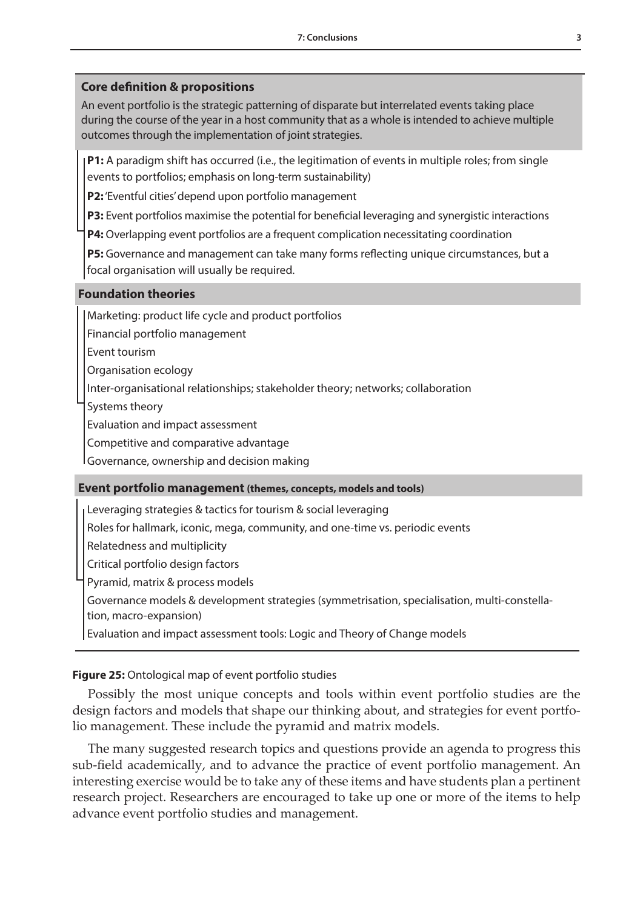**Core definition & propositions**

An event portfolio is the strategic patterning of disparate but interrelated events taking place during the course of the year in a host community that as a whole is intended to achieve multiple outcomes through the implementation of joint strategies.

- **P1:** A paradigm shift has occurred (i.e., the legitimation of events in multiple roles; from single events to portfolios; emphasis on long-term sustainability)
- **P2:** 'Eventful cities' depend upon portfolio management
- **P3:** Event portfolios maximise the potential for beneficial leveraging and synergistic interactions
- **P4:** Overlapping event portfolios are a frequent complication necessitating coordination
- **P5:** Governance and management can take many forms reflecting unique circumstances, but a focal organisation will usually be required.

**Foundation theories**

- Marketing: product life cycle and product portfolios
- Financial portfolio management
- Event tourism
- Organisation ecology
- Inter-organisational relationships; stakeholder theory; networks; collaboration
- Systems theory
- Evaluation and impact assessment
- Competitive and comparative advantage
- Governance, ownership and decision making

**Event portfolio management (themes, concepts, models and tools)**

- Leveraging strategies & tactics for tourism & social leveraging
- Roles for hallmark, iconic, mega, community, and one-time vs. periodic events
- Relatedness and multiplicity
- Critical portfolio design factors
- Pyramid, matrix & process models
- Governance models & development strategies (symmetrisation, specialisation, multi-constellation, macro-expansion)
- Evaluation and impact assessment tools: Logic and Theory of Change models

**Figure 25:** Ontological map of event portfolio studies

Possibly the most unique concepts and tools within event portfolio studies are the design factors and models that shape our thinking about, and strategies for event portfolio management. These include the pyramid and matrix models.

The many suggested research topics and questions provide an agenda to progress this sub-field academically, and to advance the practice of event portfolio management. An interesting exercise would be to take any of these items and have students plan a pertinent research project. Researchers are encouraged to take up one or more of the items to help advance event portfolio studies and management.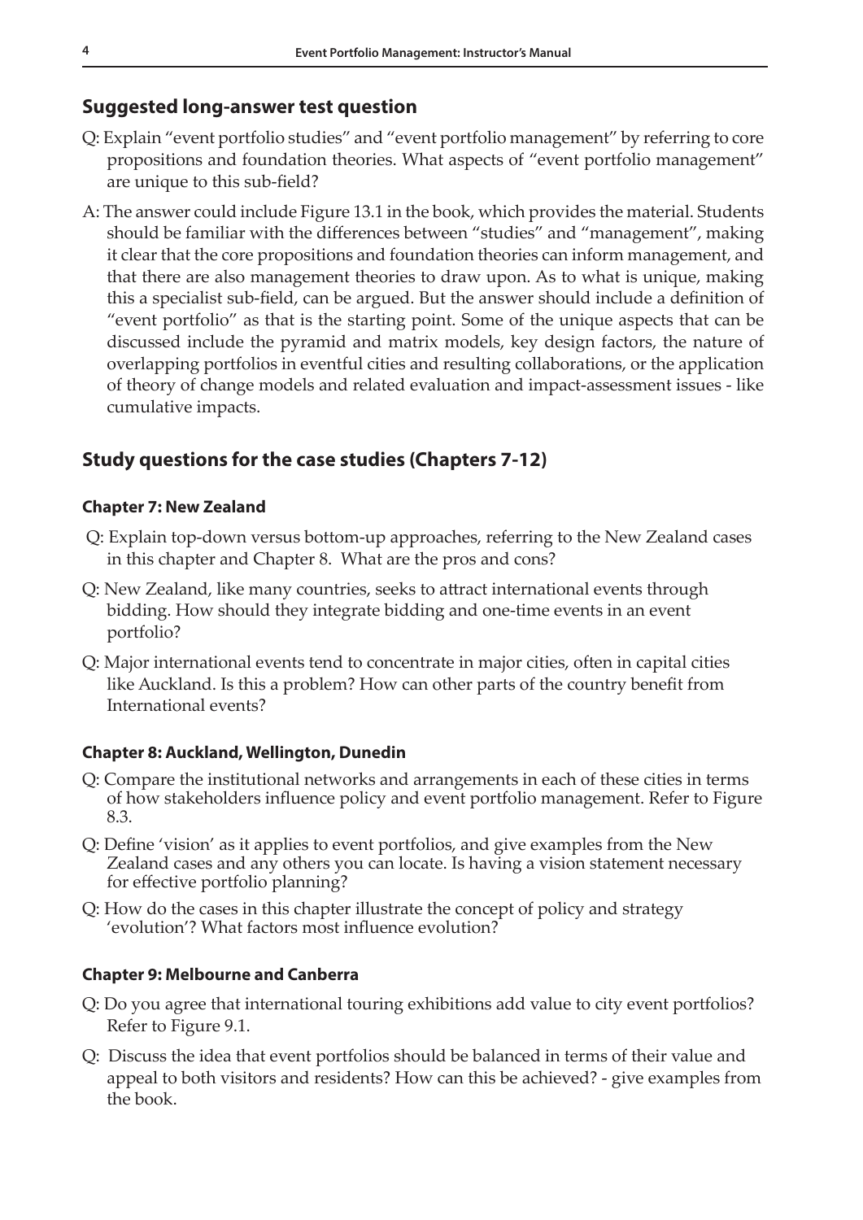## Suggested long-answer test question

Q: Explain "event portfolio studies" and "event portfolio management" by referring to core propositions and foundation theories. What aspects of "event portfolio management" are unique to this sub-field?

A: The answer could include Figure 13.1 in the book, which provides the material. Students should be familiar with the differences between "studies" and "management", making it clear that the core propositions and foundation theories can inform management, and that there are also management theories to draw upon. As to what is unique, making this a specialist sub-field, can be argued. But the answer should include a definition of "event portfolio" as that is the starting point. Some of the unique aspects that can be discussed include the pyramid and matrix models, key design factors, the nature of overlapping portfolios in eventful cities and resulting collaborations, or the application of theory of change models and related evaluation and impact-assessment issues - like cumulative impacts.

## Study questions for the case studies (Chapters 7-12)

### Chapter 7: New Zealand

Q: Explain top-down versus bottom-up approaches, referring to the New Zealand cases in this chapter and Chapter 8. What are the pros and cons?

Q: New Zealand, like many countries, seeks to attract international events through bidding. How should they integrate bidding and one-time events in an event portfolio?

Q: Major international events tend to concentrate in major cities, often in capital cities like Auckland. Is this a problem? How can other parts of the country benefit from International events?

### Chapter 8: Auckland, Wellington, Dunedin

Q: Compare the institutional networks and arrangements in each of these cities in terms of how stakeholders influence policy and event portfolio management. Refer to Figure 8.3.

Q: Define 'vision' as it applies to event portfolios, and give examples from the New Zealand cases and any others you can locate. Is having a vision statement necessary for effective portfolio planning?

Q: How do the cases in this chapter illustrate the concept of policy and strategy 'evolution'? What factors most influence evolution?

### Chapter 9: Melbourne and Canberra

Q: Do you agree that international touring exhibitions add value to city event portfolios? Refer to Figure 9.1.

Q: Discuss the idea that event portfolios should be balanced in terms of their value and appeal to both visitors and residents? How can this be achieved? - give examples from the book.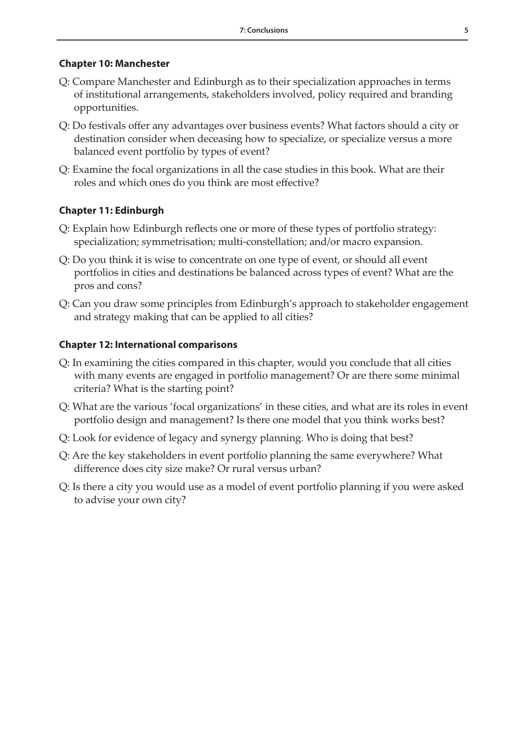### Chapter 10: Manchester

Q: Compare Manchester and Edinburgh as to their specialization approaches in terms of institutional arrangements, stakeholders involved, policy required and branding opportunities.

Q: Do festivals offer any advantages over business events? What factors should a city or destination consider when deceasing how to specialize, or specialize versus a more balanced event portfolio by types of event?

Q: Examine the focal organizations in all the case studies in this book. What are their roles and which ones do you think are most effective?

### Chapter 11: Edinburgh

Q: Explain how Edinburgh reflects one or more of these types of portfolio strategy: specialization; symmetrisation; multi-constellation; and/or macro expansion.

Q: Do you think it is wise to concentrate on one type of event, or should all event portfolios in cities and destinations be balanced across types of event? What are the pros and cons?

Q: Can you draw some principles from Edinburgh's approach to stakeholder engagement and strategy making that can be applied to all cities?

### Chapter 12: International comparisons

Q: In examining the cities compared in this chapter, would you conclude that all cities with many events are engaged in portfolio management? Or are there some minimal criteria? What is the starting point?

Q: What are the various 'focal organizations' in these cities, and what are its roles in event portfolio design and management? Is there one model that you think works best?

Q: Look for evidence of legacy and synergy planning. Who is doing that best?

Q: Are the key stakeholders in event portfolio planning the same everywhere? What difference does city size make? Or rural versus urban?

Q: Is there a city you would use as a model of event portfolio planning if you were asked to advise your own city?